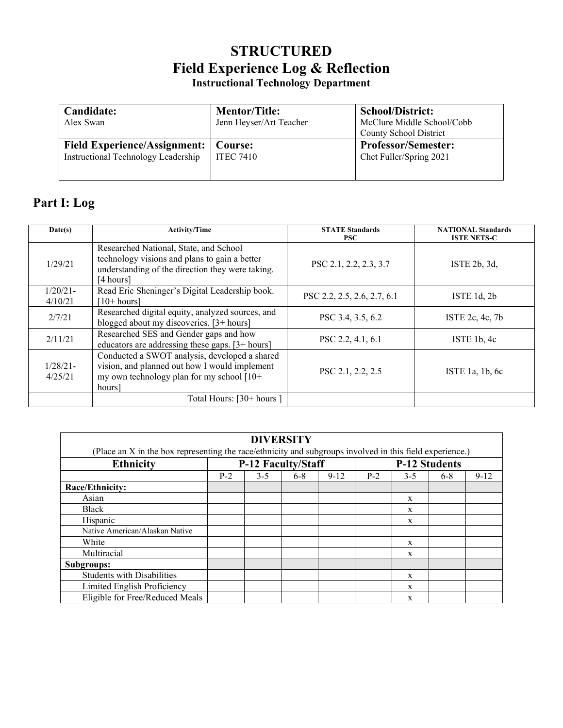# STRUCTURED
# Field Experience Log & Reflection
### Instructional Technology Department

| **Candidate:**<br>Alex Swan | **Mentor/Title:**<br>Jenn Heyser/Art Teacher | **School/District:**<br>McClure Middle School/Cobb County School District |
|---|---|---|
| **Field Experience/Assignment:**<br>Instructional Technology Leadership | **Course:**<br>ITEC 7410 | **Professor/Semester:**<br>Chet Fuller/Spring 2021 |

## Part I: Log

| Date(s) | Activity/Time | STATE Standards PSC | NATIONAL Standards ISTE NETS-C |
|---|---|---|---|
| 1/29/21 | Researched National, State, and School technology visions and plans to gain a better understanding of the direction they were taking. [4 hours] | PSC 2.1, 2.2, 2.3, 3.7 | ISTE 2b, 3d, |
| 1/20/21-4/10/21 | Read Eric Sheninger's Digital Leadership book. [10+ hours] | PSC 2.2, 2.5, 2.6, 2.7, 6.1 | ISTE 1d, 2b |
| 2/7/21 | Researched digital equity, analyzed sources, and blogged about my discoveries. [3+ hours] | PSC 3.4, 3.5, 6.2 | ISTE 2c, 4c, 7b |
| 2/11/21 | Researched SES and Gender gaps and how educators are addressing these gaps. [3+ hours] | PSC 2.2, 4.1, 6.1 | ISTE 1b, 4c |
| 1/28/21-4/25/21 | Conducted a SWOT analysis, developed a shared vision, and planned out how I would implement my own technology plan for my school [10+ hours] | PSC 2.1, 2.2, 2.5 | ISTE 1a, 1b, 6c |
| | Total Hours: [30+ hours ] | | |

| DIVERSITY<br>(Place an X in the box representing the race/ethnicity and subgroups involved in this field experience.) | | | | | | | | |
|---|---|---|---|---|---|---|---|---|
| **Ethnicity** | **P-12 Faculty/Staff** | | | | **P-12 Students** | | | |
| | P-2 | 3-5 | 6-8 | 9-12 | P-2 | 3-5 | 6-8 | 9-12 |
| **Race/Ethnicity:** | | | | | | | | |
| Asian | | | | | | x | | |
| Black | | | | | | x | | |
| Hispanic | | | | | | x | | |
| Native American/Alaskan Native | | | | | | | | |
| White | | | | | | x | | |
| Multiracial | | | | | | x | | |
| **Subgroups:** | | | | | | | | |
| Students with Disabilities | | | | | | x | | |
| Limited English Proficiency | | | | | | x | | |
| Eligible for Free/Reduced Meals | | | | | | x | | |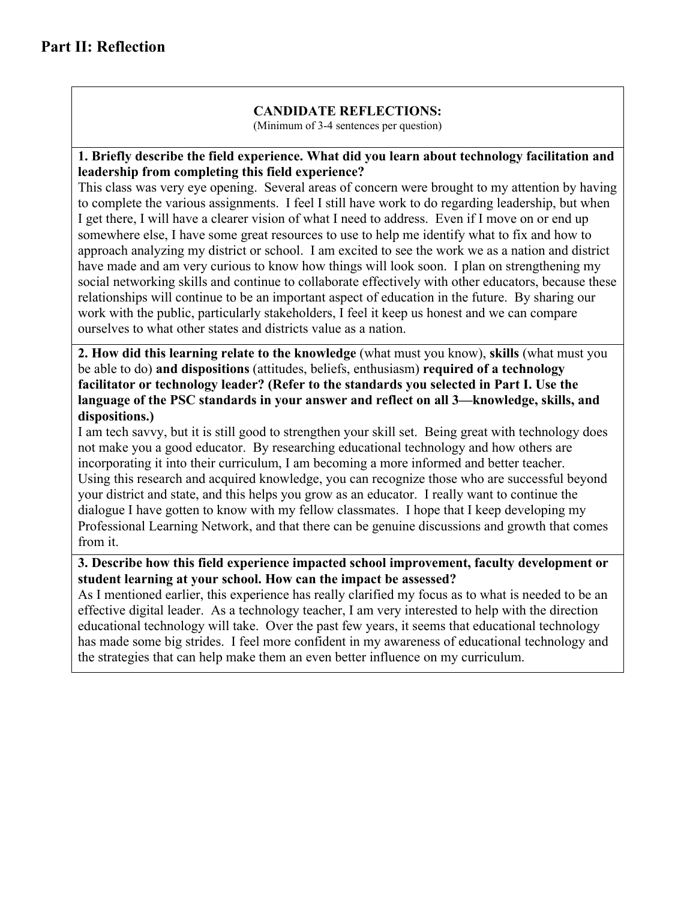## Part II: Reflection

**CANDIDATE REFLECTIONS:**

(Minimum of 3-4 sentences per question)

**1. Briefly describe the field experience. What did you learn about technology facilitation and leadership from completing this field experience?**

This class was very eye opening. Several areas of concern were brought to my attention by having to complete the various assignments. I feel I still have work to do regarding leadership, but when I get there, I will have a clearer vision of what I need to address. Even if I move on or end up somewhere else, I have some great resources to use to help me identify what to fix and how to approach analyzing my district or school. I am excited to see the work we as a nation and district have made and am very curious to know how things will look soon. I plan on strengthening my social networking skills and continue to collaborate effectively with other educators, because these relationships will continue to be an important aspect of education in the future. By sharing our work with the public, particularly stakeholders, I feel it keep us honest and we can compare ourselves to what other states and districts value as a nation.

**2. How did this learning relate to the knowledge** (what must you know), **skills** (what must you be able to do) **and dispositions** (attitudes, beliefs, enthusiasm) **required of a technology facilitator or technology leader? (Refer to the standards you selected in Part I. Use the language of the PSC standards in your answer and reflect on all 3—knowledge, skills, and dispositions.)**

I am tech savvy, but it is still good to strengthen your skill set. Being great with technology does not make you a good educator. By researching educational technology and how others are incorporating it into their curriculum, I am becoming a more informed and better teacher. Using this research and acquired knowledge, you can recognize those who are successful beyond your district and state, and this helps you grow as an educator. I really want to continue the dialogue I have gotten to know with my fellow classmates. I hope that I keep developing my Professional Learning Network, and that there can be genuine discussions and growth that comes from it.

**3. Describe how this field experience impacted school improvement, faculty development or student learning at your school. How can the impact be assessed?**

As I mentioned earlier, this experience has really clarified my focus as to what is needed to be an effective digital leader. As a technology teacher, I am very interested to help with the direction educational technology will take. Over the past few years, it seems that educational technology has made some big strides. I feel more confident in my awareness of educational technology and the strategies that can help make them an even better influence on my curriculum.